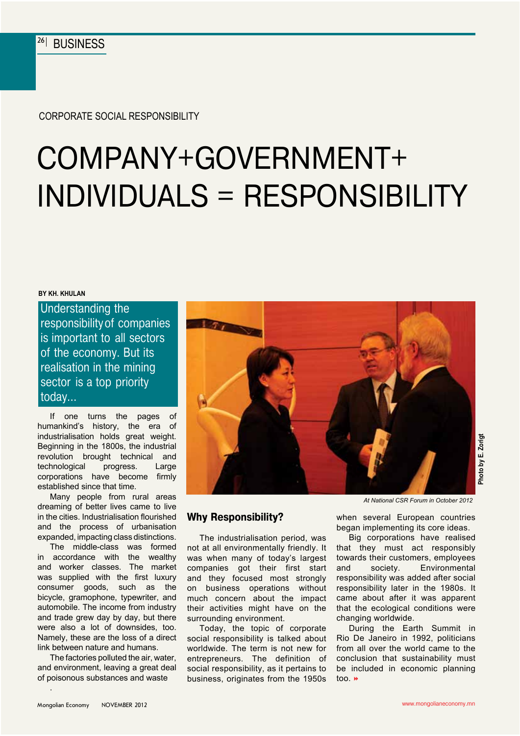CORPORATE SOCIAL RESPONSIBILITY

# COMPANY+GOVERNMENT+ INDIVIDUALS = RESPONSIBILITY

**BY KH. KHULAN**

Understanding the responsibility of companies is important to all sectors of the economy. But its realisation in the mining sector is a top priority today...

If one turns the pages of humankind's history, the era of industrialisation holds great weight. Beginning in the 1800s, the industrial revolution brought technical and technological progress. Large corporations have become firmly established since that time.

Many people from rural areas dreaming of better lives came to live in the cities. Industrialisation flourished and the process of urbanisation expanded, impacting class distinctions. The middle-class was formed in accordance with the wealthy and worker classes. The market was supplied with the first luxury consumer goods, such as the bicycle, gramophone, typewriter, and automobile. The income from industry and trade grew day by day, but there were also a lot of downsides, too. Namely, these are the loss of a direct link between nature and humans.

The factories polluted the air, water, and environment, leaving a great deal of poisonous substances and waste

.

*At National CSR Forum in October 2012*

Photo by E. Zorigt

## Why Responsibility?

The industrialisation period, was not at all environmentally friendly. It was when many of today's largest companies got their first start and they focused most strongly on business operations without much concern about the impact their activities might have on the surrounding environment.

Today, the topic of corporate social responsibility is talked about worldwide. The term is not new for entrepreneurs. The definition of social responsibility, as it pertains to business, originates from the 1950s when several European countries began implementing its core ideas.

Big corporations have realised that they must act responsibly towards their customers, employees and society. Environmental responsibility was added after social responsibility later in the 1980s. It came about after it was apparent that the ecological conditions were changing worldwide.

During the Earth Summit in Rio De Janeiro in 1992, politicians from all over the world came to the conclusion that sustainability must be included in economic planning too.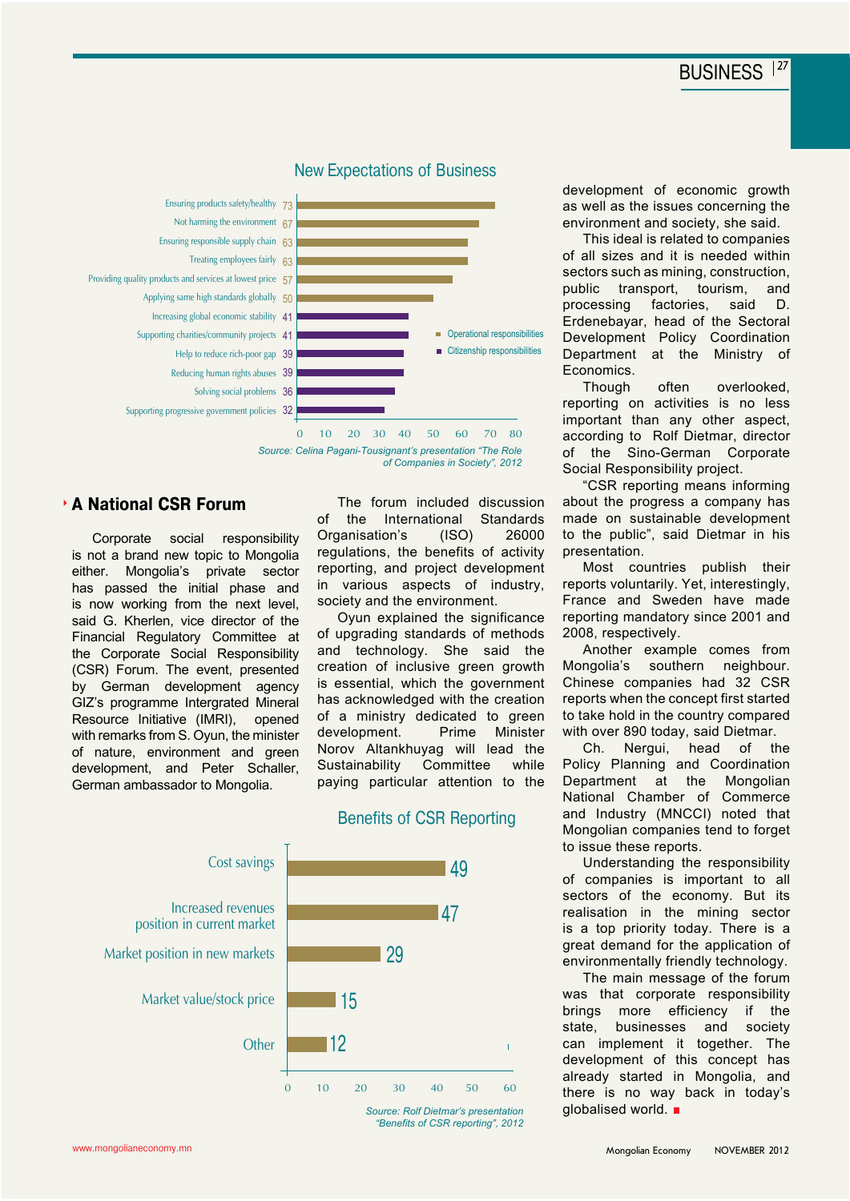## New Expectations of Business

| Expectation | % | Type |
|---|---|---|
| Ensuring products safety/healthy | 73 | Operational responsibilities |
| Not harming the environment | 67 | Operational responsibilities |
| Ensuring responsible supply chain | 63 | Operational responsibilities |
| Treating employees fairly | 63 | Operational responsibilities |
| Providing quality products and services at lowest price | 57 | Operational responsibilities |
| Applying same high standards globally | 50 | Operational responsibilities |
| Increasing global economic stability | 41 | Citizenship responsibilities |
| Supporting charities/community projects | 41 | Citizenship responsibilities |
| Help to reduce rich-poor gap | 39 | Citizenship responsibilities |
| Reducing human rights abuses | 39 | Citizenship responsibilities |
| Solving social problems | 36 | Citizenship responsibilities |
| Supporting progressive government policies | 32 | Citizenship responsibilities |

*Source: Celina Pagani-Tousignant's presentation "The Role of Companies in Society", 2012*

## A National CSR Forum

Corporate social responsibility is not a brand new topic to Mongolia either. Mongolia's private sector has passed the initial phase and is now working from the next level, said G. Kherlen, vice director of the Financial Regulatory Committee at the Corporate Social Responsibility (CSR) Forum. The event, presented by German development agency GIZ's programme Intergrated Mineral Resource Initiative (IMRI), opened with remarks from S. Oyun, the minister of nature, environment and green development, and Peter Schaller, German ambassador to Mongolia.

The forum included discussion of the International Standards Organisation's (ISO) 26000 regulations, the benefits of activity reporting, and project development in various aspects of industry, society and the environment.

Oyun explained the significance of upgrading standards of methods and technology. She said the creation of inclusive green growth is essential, which the government has acknowledged with the creation of a ministry dedicated to green development. Prime Minister Norov Altankhuyag will lead the Sustainability Committee while paying particular attention to the development of economic growth as well as the issues concerning the environment and society, she said.

This ideal is related to companies of all sizes and it is needed within sectors such as mining, construction, public transport, tourism, and processing factories, said D. Erdenebayar, head of the Sectoral Development Policy Coordination Department at the Ministry of Economics.

Though often overlooked, reporting on activities is no less important than any other aspect, according to Rolf Dietmar, director of the Sino-German Corporate Social Responsibility project.

"CSR reporting means informing about the progress a company has made on sustainable development to the public", said Dietmar in his presentation.

Most countries publish their reports voluntarily. Yet, interestingly, France and Sweden have made reporting mandatory since 2001 and 2008, respectively.

Another example comes from Mongolia's southern neighbour. Chinese companies had 32 CSR reports when the concept first started to take hold in the country compared with over 890 today, said Dietmar.

Ch. Nergui, head of the Policy Planning and Coordination Department at the Mongolian National Chamber of Commerce and Industry (MNCCI) noted that Mongolian companies tend to forget to issue these reports.

Understanding the responsibility of companies is important to all sectors of the economy. But its realisation in the mining sector is a top priority today. There is a great demand for the application of environmentally friendly technology.

The main message of the forum was that corporate responsibility brings more efficiency if the state, businesses and society can implement it together. The development of this concept has already started in Mongolia, and there is no way back in today's globalised world.

## Benefits of CSR Reporting

| Benefit | Value |
|---|---|
| Cost savings | 49 |
| Increased revenues position in current market | 47 |
| Market position in new markets | 29 |
| Market value/stock price | 15 |
| Other | 12 |

*Source: Rolf Dietmar's presentation "Benefits of CSR reporting", 2012*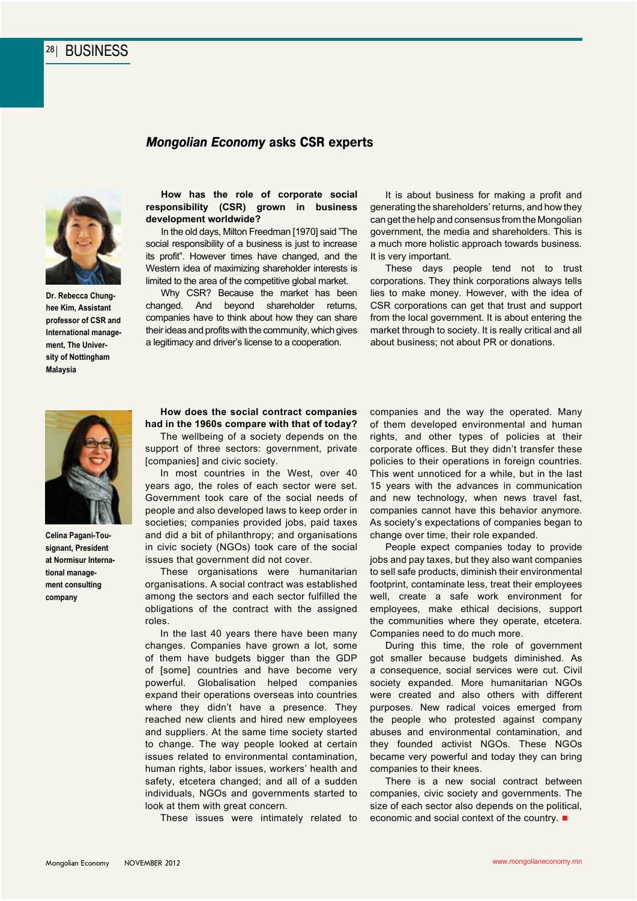# *Mongolian Economy* asks CSR experts

**Dr. Rebecca Chung-hee Kim, Assistant professor of CSR and International management, The University of Nottingham Malaysia**

**How has the role of corporate social responsibility (CSR) grown in business development worldwide?**

In the old days, Milton Freedman [1970] said "The social responsibility of a business is just to increase its profit". However times have changed, and the Western idea of maximizing shareholder interests is limited to the area of the competitive global market.

Why CSR? Because the market has been changed. And beyond shareholder returns, companies have to think about how they can share their ideas and profits with the community, which gives a legitimacy and driver's license to a cooperation.

It is about business for making a profit and generating the shareholders' returns, and how they can get the help and consensus from the Mongolian government, the media and shareholders. This is a much more holistic approach towards business. It is very important.

These days people tend not to trust corporations. They think corporations always tells lies to make money. However, with the idea of CSR corporations can get that trust and support from the local government. It is about entering the market through to society. It is really critical and all about business; not about PR or donations.

**Celina Pagani-Tousignant, President at Normisur International management consulting company**

**How does the social contract companies had in the 1960s compare with that of today?**

The wellbeing of a society depends on the support of three sectors: government, private [companies] and civic society.

In most countries in the West, over 40 years ago, the roles of each sector were set. Government took care of the social needs of people and also developed laws to keep order in societies; companies provided jobs, paid taxes and did a bit of philanthropy; and organisations in civic society (NGOs) took care of the social issues that government did not cover.

These organisations were humanitarian organisations. A social contract was established among the sectors and each sector fulfilled the obligations of the contract with the assigned roles.

In the last 40 years there have been many changes. Companies have grown a lot, some of them have budgets bigger than the GDP of [some] countries and have become very powerful. Globalisation helped companies expand their operations overseas into countries where they didn't have a presence. They reached new clients and hired new employees and suppliers. At the same time society started to change. The way people looked at certain issues related to environmental contamination, human rights, labor issues, workers' health and safety, etcetera changed; and all of a sudden individuals, NGOs and governments started to look at them with great concern.

These issues were intimately related to companies and the way the operated. Many of them developed environmental and human rights, and other types of policies at their corporate offices. But they didn't transfer these policies to their operations in foreign countries. This went unnoticed for a while, but in the last 15 years with the advances in communication and new technology, when news travel fast, companies cannot have this behavior anymore. As society's expectations of companies began to change over time, their role expanded.

People expect companies today to provide jobs and pay taxes, but they also want companies to sell safe products, diminish their environmental footprint, contaminate less, treat their employees well, create a safe work environment for employees, make ethical decisions, support the communities where they operate, etcetera. Companies need to do much more.

During this time, the role of government got smaller because budgets diminished. As a consequence, social services were cut. Civil society expanded. More humanitarian NGOs were created and also others with different purposes. New radical voices emerged from the people who protested against company abuses and environmental contamination, and they founded activist NGOs. These NGOs became very powerful and today they can bring companies to their knees.

There is a new social contract between companies, civic society and governments. The size of each sector also depends on the political, economic and social context of the country. ■